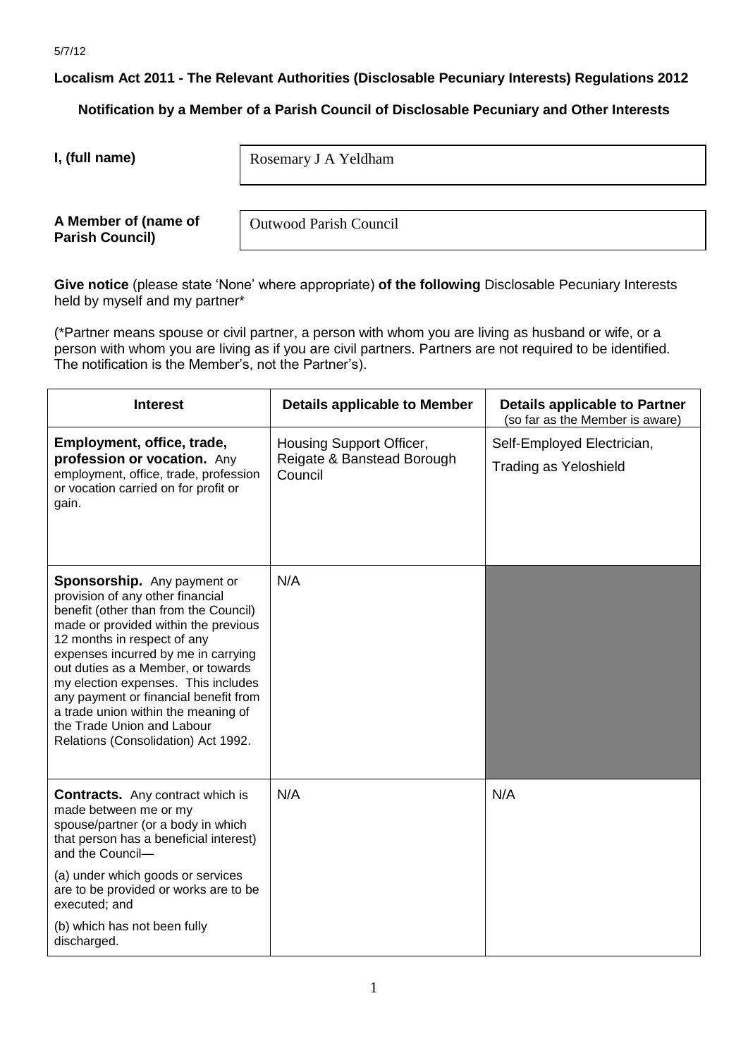5/7/12

**Localism Act 2011 - The Relevant Authorities (Disclosable Pecuniary Interests) Regulations 2012**

**Notification by a Member of a Parish Council of Disclosable Pecuniary and Other Interests**

| | |
|---|---|
| **I, (full name)** | Rosemary J A Yeldham |
| **A Member of (name of Parish Council)** | Outwood Parish Council |

**Give notice** (please state 'None' where appropriate) **of the following** Disclosable Pecuniary Interests held by myself and my partner*

(*Partner means spouse or civil partner, a person with whom you are living as husband or wife, or a person with whom you are living as if you are civil partners. Partners are not required to be identified. The notification is the Member's, not the Partner's).

| Interest | Details applicable to Member | Details applicable to Partner (so far as the Member is aware) |
|---|---|---|
| **Employment, office, trade, profession or vocation.** Any employment, office, trade, profession or vocation carried on for profit or gain. | Housing Support Officer, Reigate & Banstead Borough Council | Self-Employed Electrician, Trading as Yeloshield |
| **Sponsorship.** Any payment or provision of any other financial benefit (other than from the Council) made or provided within the previous 12 months in respect of any expenses incurred by me in carrying out duties as a Member, or towards my election expenses. This includes any payment or financial benefit from a trade union within the meaning of the Trade Union and Labour Relations (Consolidation) Act 1992. | N/A | |
| **Contracts.** Any contract which is made between me or my spouse/partner (or a body in which that person has a beneficial interest) and the Council— (a) under which goods or services are to be provided or works are to be executed; and (b) which has not been fully discharged. | N/A | N/A |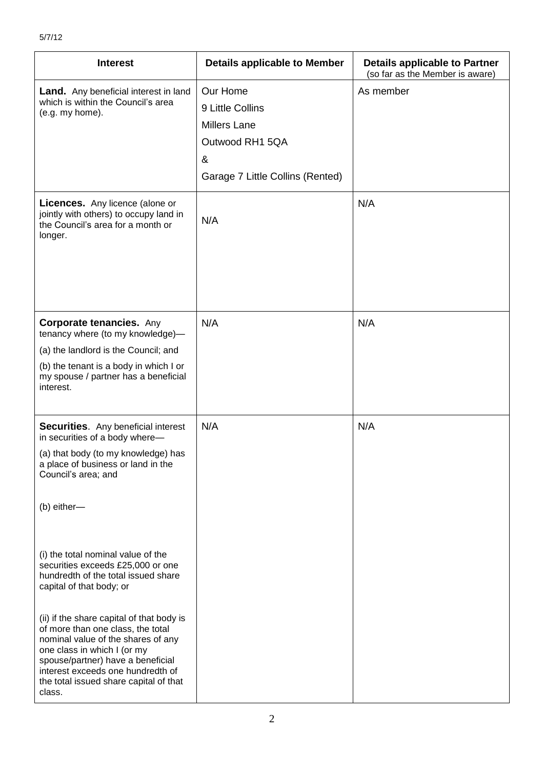5/7/12

| Interest | Details applicable to Member | Details applicable to Partner (so far as the Member is aware) |
|---|---|---|
| **Land.** Any beneficial interest in land which is within the Council's area (e.g. my home). | Our Home<br>9 Little Collins<br>Millers Lane<br>Outwood RH1 5QA<br>&<br>Garage 7 Little Collins (Rented) | As member |
| **Licences.** Any licence (alone or jointly with others) to occupy land in the Council's area for a month or longer. | N/A | N/A |
| **Corporate tenancies.** Any tenancy where (to my knowledge)—<br>(a) the landlord is the Council; and<br>(b) the tenant is a body in which I or my spouse / partner has a beneficial interest. | N/A | N/A |
| **Securities**. Any beneficial interest in securities of a body where—<br>(a) that body (to my knowledge) has a place of business or land in the Council's area; and<br>(b) either—<br>(i) the total nominal value of the securities exceeds £25,000 or one hundredth of the total issued share capital of that body; or<br>(ii) if the share capital of that body is of more than one class, the total nominal value of the shares of any one class in which I (or my spouse/partner) have a beneficial interest exceeds one hundredth of the total issued share capital of that class. | N/A | N/A |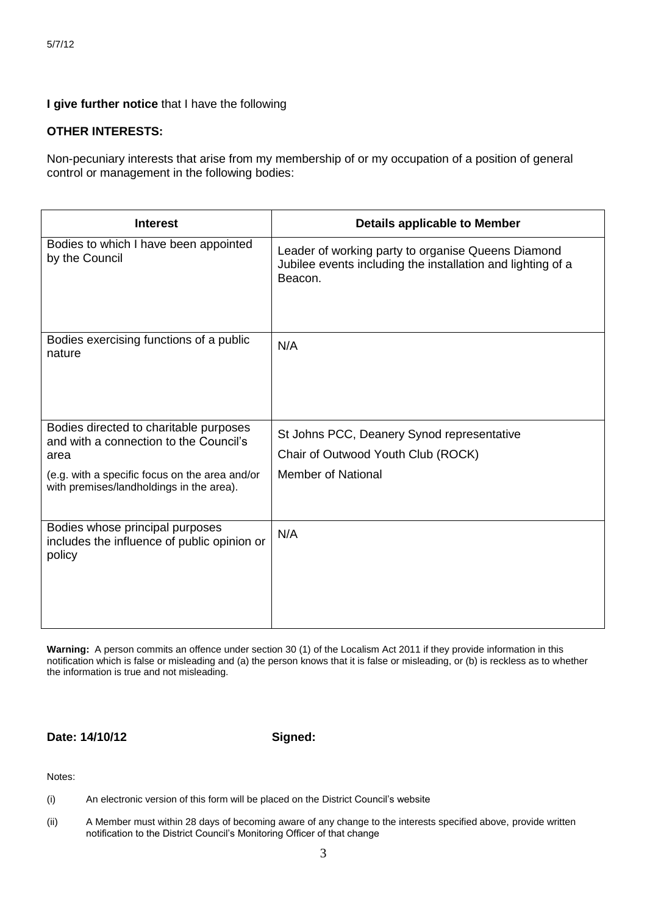5/7/12

**I give further notice** that I have the following

**OTHER INTERESTS:**

Non-pecuniary interests that arise from my membership of or my occupation of a position of general control or management in the following bodies:

| Interest | Details applicable to Member |
|---|---|
| Bodies to which I have been appointed by the Council | Leader of working party to organise Queens Diamond Jubilee events including the installation and lighting of a Beacon. |
| Bodies exercising functions of a public nature | N/A |
| Bodies directed to charitable purposes and with a connection to the Council's area<br><br>(e.g. with a specific focus on the area and/or with premises/landholdings in the area). | St Johns PCC, Deanery Synod representative<br>Chair of Outwood Youth Club (ROCK)<br>Member of National |
| Bodies whose principal purposes includes the influence of public opinion or policy | N/A |

**Warning:** A person commits an offence under section 30 (1) of the Localism Act 2011 if they provide information in this notification which is false or misleading and (a) the person knows that it is false or misleading, or (b) is reckless as to whether the information is true and not misleading.

**Date: 14/10/12** **Signed:**

Notes:

(i) An electronic version of this form will be placed on the District Council's website

(ii) A Member must within 28 days of becoming aware of any change to the interests specified above, provide written notification to the District Council's Monitoring Officer of that change